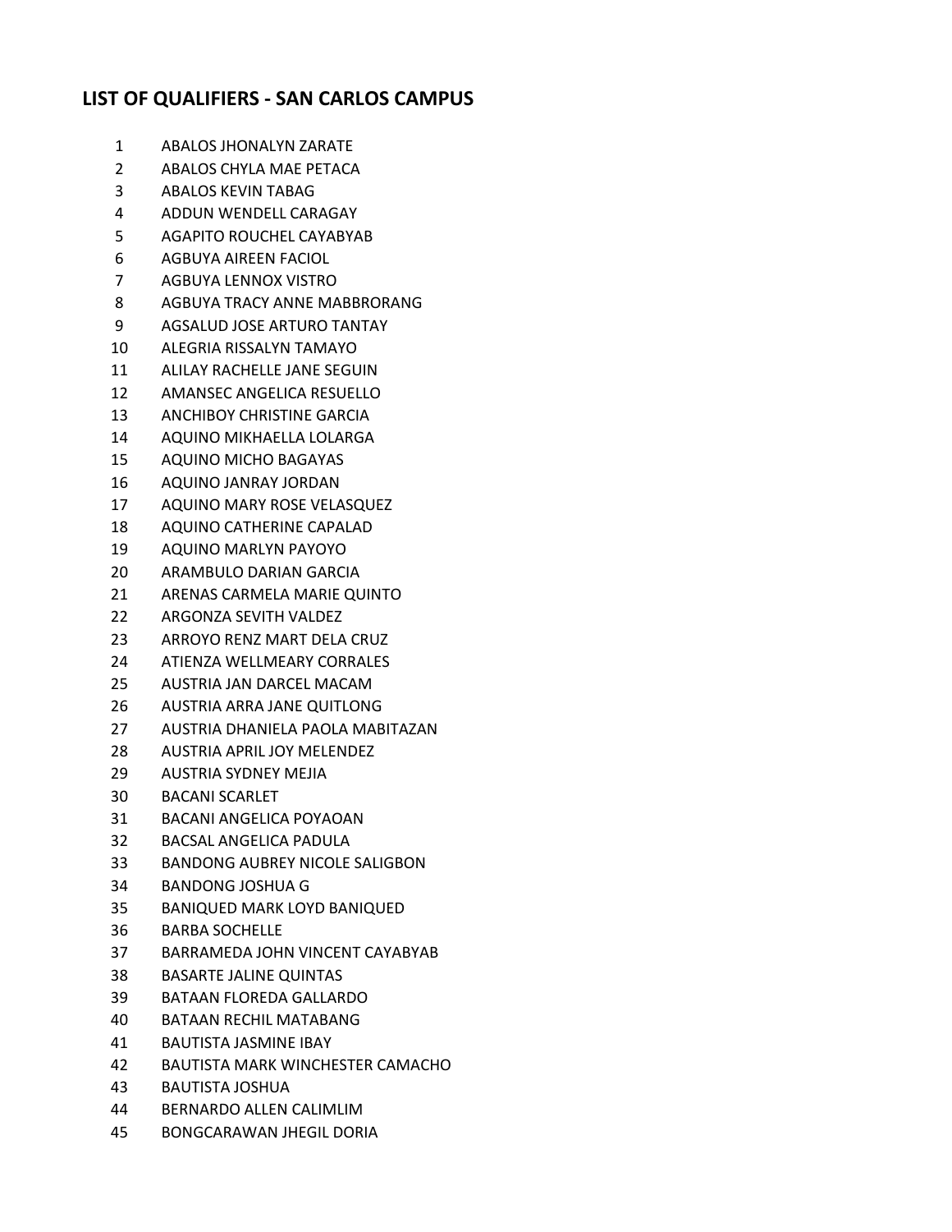## LIST OF QUALIFIERS - SAN CARLOS CAMPUS

1 ABALOS JHONALYN ZARATE
2 ABALOS CHYLA MAE PETACA
3 ABALOS KEVIN TABAG
4 ADDUN WENDELL CARAGAY
5 AGAPITO ROUCHEL CAYABYAB
6 AGBUYA AIREEN FACIOL
7 AGBUYA LENNOX VISTRO
8 AGBUYA TRACY ANNE MABBRORANG
9 AGSALUD JOSE ARTURO TANTAY
10 ALEGRIA RISSALYN TAMAYO
11 ALILAY RACHELLE JANE SEGUIN
12 AMANSEC ANGELICA RESUELLO
13 ANCHIBOY CHRISTINE GARCIA
14 AQUINO MIKHAELLA LOLARGA
15 AQUINO MICHO BAGAYAS
16 AQUINO JANRAY JORDAN
17 AQUINO MARY ROSE VELASQUEZ
18 AQUINO CATHERINE CAPALAD
19 AQUINO MARLYN PAYOYO
20 ARAMBULO DARIAN GARCIA
21 ARENAS CARMELA MARIE QUINTO
22 ARGONZA SEVITH VALDEZ
23 ARROYO RENZ MART DELA CRUZ
24 ATIENZA WELLMEARY CORRALES
25 AUSTRIA JAN DARCEL MACAM
26 AUSTRIA ARRA JANE QUITLONG
27 AUSTRIA DHANIELA PAOLA MABITAZAN
28 AUSTRIA APRIL JOY MELENDEZ
29 AUSTRIA SYDNEY MEJIA
30 BACANI SCARLET
31 BACANI ANGELICA POYAOAN
32 BACSAL ANGELICA PADULA
33 BANDONG AUBREY NICOLE SALIGBON
34 BANDONG JOSHUA G
35 BANIQUED MARK LOYD BANIQUED
36 BARBA SOCHELLE
37 BARRAMEDA JOHN VINCENT CAYABYAB
38 BASARTE JALINE QUINTAS
39 BATAAN FLOREDA GALLARDO
40 BATAAN RECHIL MATABANG
41 BAUTISTA JASMINE IBAY
42 BAUTISTA MARK WINCHESTER CAMACHO
43 BAUTISTA JOSHUA
44 BERNARDO ALLEN CALIMLIM
45 BONGCARAWAN JHEGIL DORIA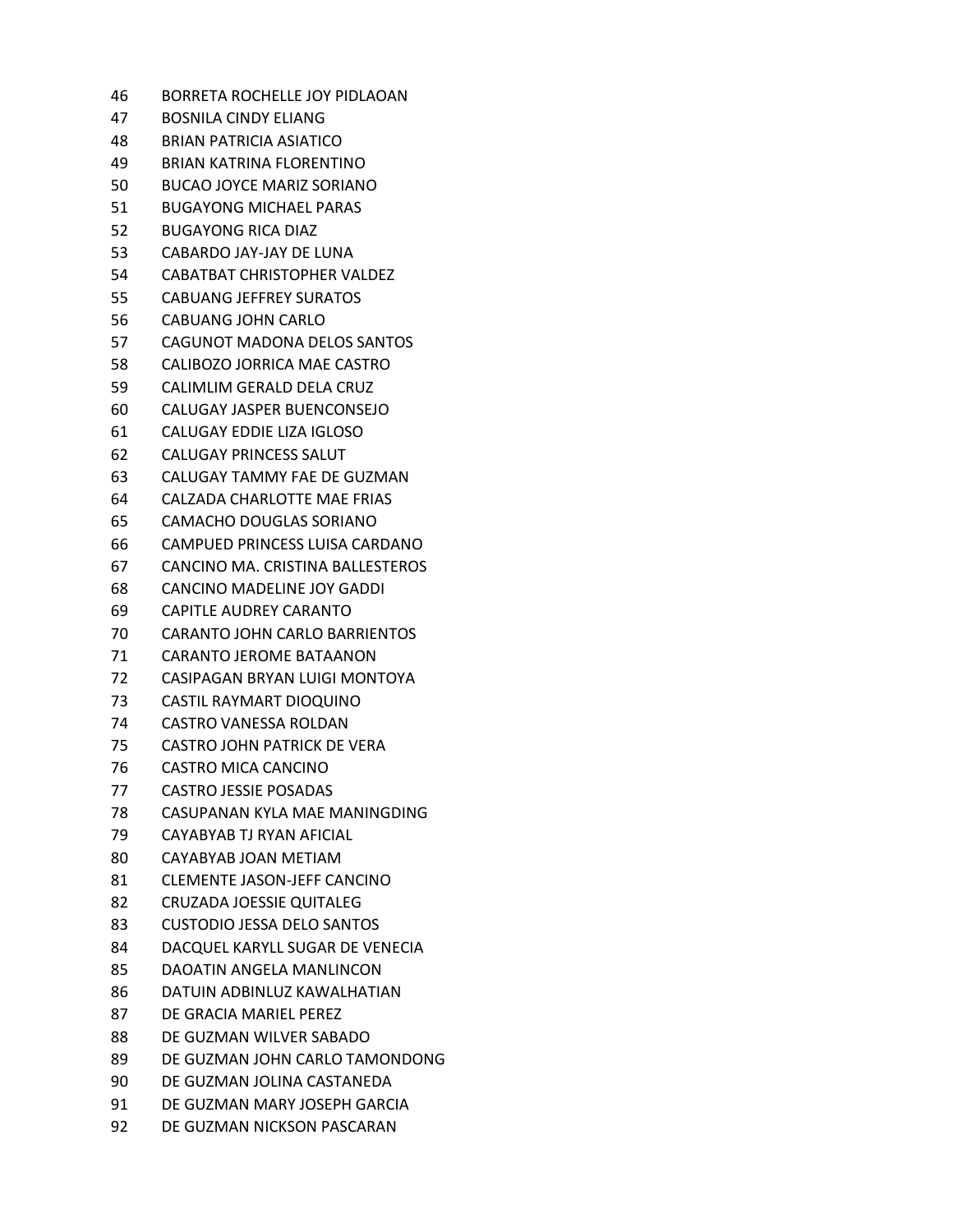46 BORRETA ROCHELLE JOY PIDLAOAN
47 BOSNILA CINDY ELIANG
48 BRIAN PATRICIA ASIATICO
49 BRIAN KATRINA FLORENTINO
50 BUCAO JOYCE MARIZ SORIANO
51 BUGAYONG MICHAEL PARAS
52 BUGAYONG RICA DIAZ
53 CABARDO JAY-JAY DE LUNA
54 CABATBAT CHRISTOPHER VALDEZ
55 CABUANG JEFFREY SURATOS
56 CABUANG JOHN CARLO
57 CAGUNOT MADONA DELOS SANTOS
58 CALIBOZO JORRICA MAE CASTRO
59 CALIMLIM GERALD DELA CRUZ
60 CALUGAY JASPER BUENCONSEJO
61 CALUGAY EDDIE LIZA IGLOSO
62 CALUGAY PRINCESS SALUT
63 CALUGAY TAMMY FAE DE GUZMAN
64 CALZADA CHARLOTTE MAE FRIAS
65 CAMACHO DOUGLAS SORIANO
66 CAMPUED PRINCESS LUISA CARDANO
67 CANCINO MA. CRISTINA BALLESTEROS
68 CANCINO MADELINE JOY GADDI
69 CAPITLE AUDREY CARANTO
70 CARANTO JOHN CARLO BARRIENTOS
71 CARANTO JEROME BATAANON
72 CASIPAGAN BRYAN LUIGI MONTOYA
73 CASTIL RAYMART DIOQUINO
74 CASTRO VANESSA ROLDAN
75 CASTRO JOHN PATRICK DE VERA
76 CASTRO MICA CANCINO
77 CASTRO JESSIE POSADAS
78 CASUPANAN KYLA MAE MANINGDING
79 CAYABYAB TJ RYAN AFICIAL
80 CAYABYAB JOAN METIAM
81 CLEMENTE JASON-JEFF CANCINO
82 CRUZADA JOESSIE QUITALEG
83 CUSTODIO JESSA DELO SANTOS
84 DACQUEL KARYLL SUGAR DE VENECIA
85 DAOATIN ANGELA MANLINCON
86 DATUIN ADBINLUZ KAWALHATIAN
87 DE GRACIA MARIEL PEREZ
88 DE GUZMAN WILVER SABADO
89 DE GUZMAN JOHN CARLO TAMONDONG
90 DE GUZMAN JOLINA CASTANEDA
91 DE GUZMAN MARY JOSEPH GARCIA
92 DE GUZMAN NICKSON PASCARAN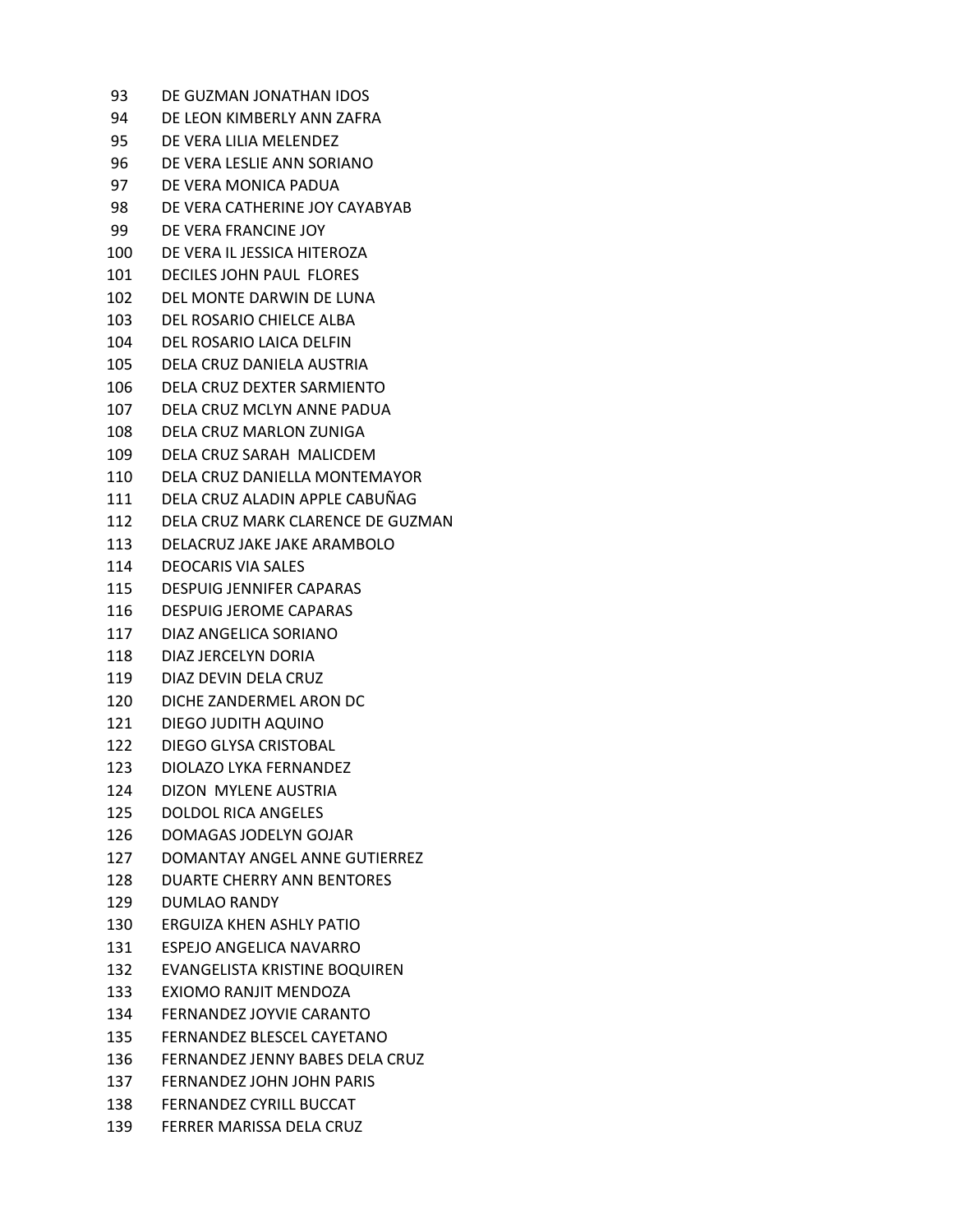93 DE GUZMAN JONATHAN IDOS
94 DE LEON KIMBERLY ANN ZAFRA
95 DE VERA LILIA MELENDEZ
96 DE VERA LESLIE ANN SORIANO
97 DE VERA MONICA PADUA
98 DE VERA CATHERINE JOY CAYABYAB
99 DE VERA FRANCINE JOY
100 DE VERA IL JESSICA HITEROZA
101 DECILES JOHN PAUL FLORES
102 DEL MONTE DARWIN DE LUNA
103 DEL ROSARIO CHIELCE ALBA
104 DEL ROSARIO LAICA DELFIN
105 DELA CRUZ DANIELA AUSTRIA
106 DELA CRUZ DEXTER SARMIENTO
107 DELA CRUZ MCLYN ANNE PADUA
108 DELA CRUZ MARLON ZUNIGA
109 DELA CRUZ SARAH MALICDEM
110 DELA CRUZ DANIELLA MONTEMAYOR
111 DELA CRUZ ALADIN APPLE CABUÑAG
112 DELA CRUZ MARK CLARENCE DE GUZMAN
113 DELACRUZ JAKE JAKE ARAMBOLO
114 DEOCARIS VIA SALES
115 DESPUIG JENNIFER CAPARAS
116 DESPUIG JEROME CAPARAS
117 DIAZ ANGELICA SORIANO
118 DIAZ JERCELYN DORIA
119 DIAZ DEVIN DELA CRUZ
120 DICHE ZANDERMEL ARON DC
121 DIEGO JUDITH AQUINO
122 DIEGO GLYSA CRISTOBAL
123 DIOLAZO LYKA FERNANDEZ
124 DIZON MYLENE AUSTRIA
125 DOLDOL RICA ANGELES
126 DOMAGAS JODELYN GOJAR
127 DOMANTAY ANGEL ANNE GUTIERREZ
128 DUARTE CHERRY ANN BENTORES
129 DUMLAO RANDY
130 ERGUIZA KHEN ASHLY PATIO
131 ESPEJO ANGELICA NAVARRO
132 EVANGELISTA KRISTINE BOQUIREN
133 EXIOMO RANJIT MENDOZA
134 FERNANDEZ JOYVIE CARANTO
135 FERNANDEZ BLESCEL CAYETANO
136 FERNANDEZ JENNY BABES DELA CRUZ
137 FERNANDEZ JOHN JOHN PARIS
138 FERNANDEZ CYRILL BUCCAT
139 FERRER MARISSA DELA CRUZ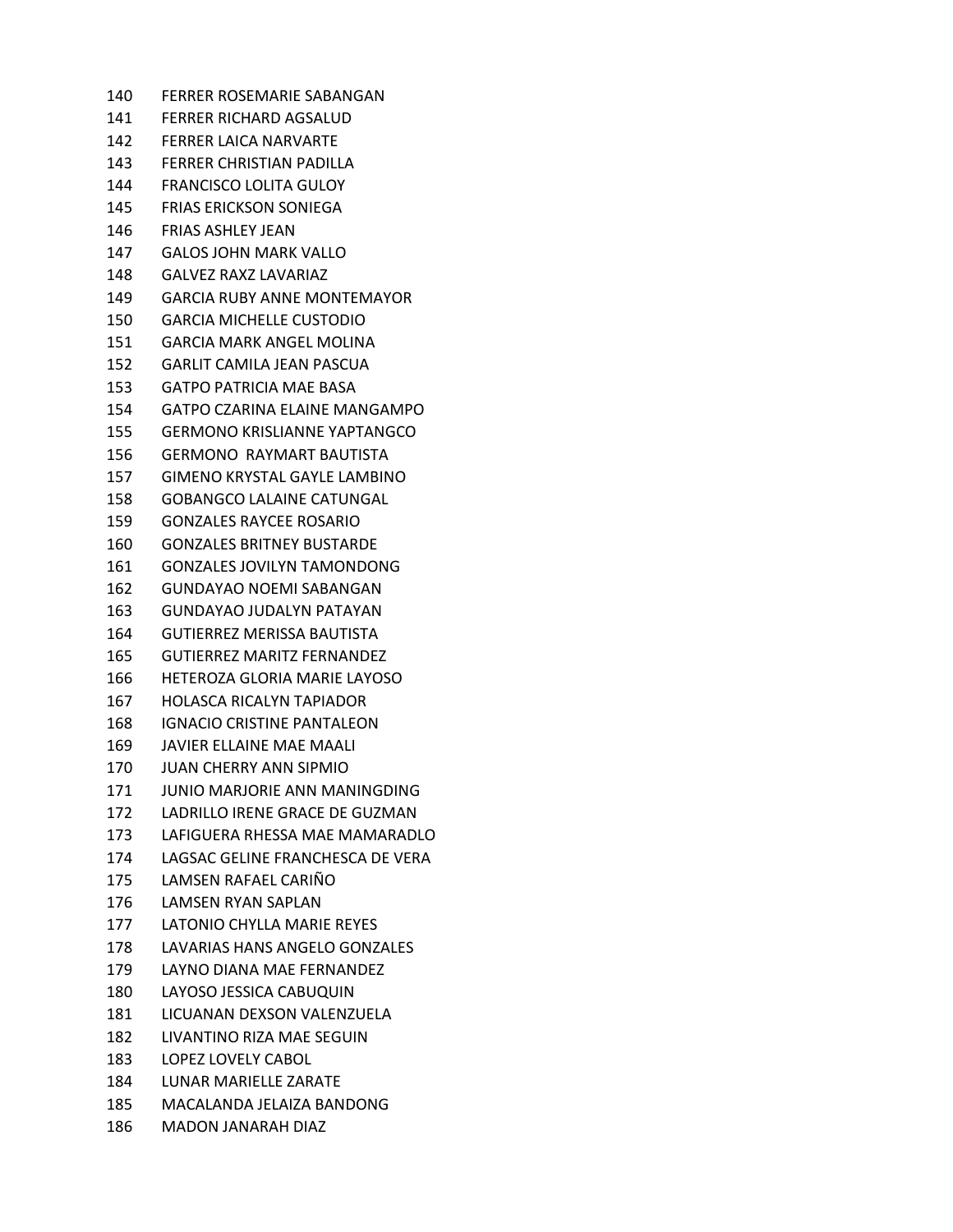140 FERRER ROSEMARIE SABANGAN
141 FERRER RICHARD AGSALUD
142 FERRER LAICA NARVARTE
143 FERRER CHRISTIAN PADILLA
144 FRANCISCO LOLITA GULOY
145 FRIAS ERICKSON SONIEGA
146 FRIAS ASHLEY JEAN
147 GALOS JOHN MARK VALLO
148 GALVEZ RAXZ LAVARIAZ
149 GARCIA RUBY ANNE MONTEMAYOR
150 GARCIA MICHELLE CUSTODIO
151 GARCIA MARK ANGEL MOLINA
152 GARLIT CAMILA JEAN PASCUA
153 GATPO PATRICIA MAE BASA
154 GATPO CZARINA ELAINE MANGAMPO
155 GERMONO KRISLIANNE YAPTANGCO
156 GERMONO RAYMART BAUTISTA
157 GIMENO KRYSTAL GAYLE LAMBINO
158 GOBANGCO LALAINE CATUNGAL
159 GONZALES RAYCEE ROSARIO
160 GONZALES BRITNEY BUSTARDE
161 GONZALES JOVILYN TAMONDONG
162 GUNDAYAO NOEMI SABANGAN
163 GUNDAYAO JUDALYN PATAYAN
164 GUTIERREZ MERISSA BAUTISTA
165 GUTIERREZ MARITZ FERNANDEZ
166 HETEROZA GLORIA MARIE LAYOSO
167 HOLASCA RICALYN TAPIADOR
168 IGNACIO CRISTINE PANTALEON
169 JAVIER ELLAINE MAE MAALI
170 JUAN CHERRY ANN SIPMIO
171 JUNIO MARJORIE ANN MANINGDING
172 LADRILLO IRENE GRACE DE GUZMAN
173 LAFIGUERA RHESSA MAE MAMARADLO
174 LAGSAC GELINE FRANCHESCA DE VERA
175 LAMSEN RAFAEL CARIÑO
176 LAMSEN RYAN SAPLAN
177 LATONIO CHYLLA MARIE REYES
178 LAVARIAS HANS ANGELO GONZALES
179 LAYNO DIANA MAE FERNANDEZ
180 LAYOSO JESSICA CABUQUIN
181 LICUANAN DEXSON VALENZUELA
182 LIVANTINO RIZA MAE SEGUIN
183 LOPEZ LOVELY CABOL
184 LUNAR MARIELLE ZARATE
185 MACALANDA JELAIZA BANDONG
186 MADON JANARAH DIAZ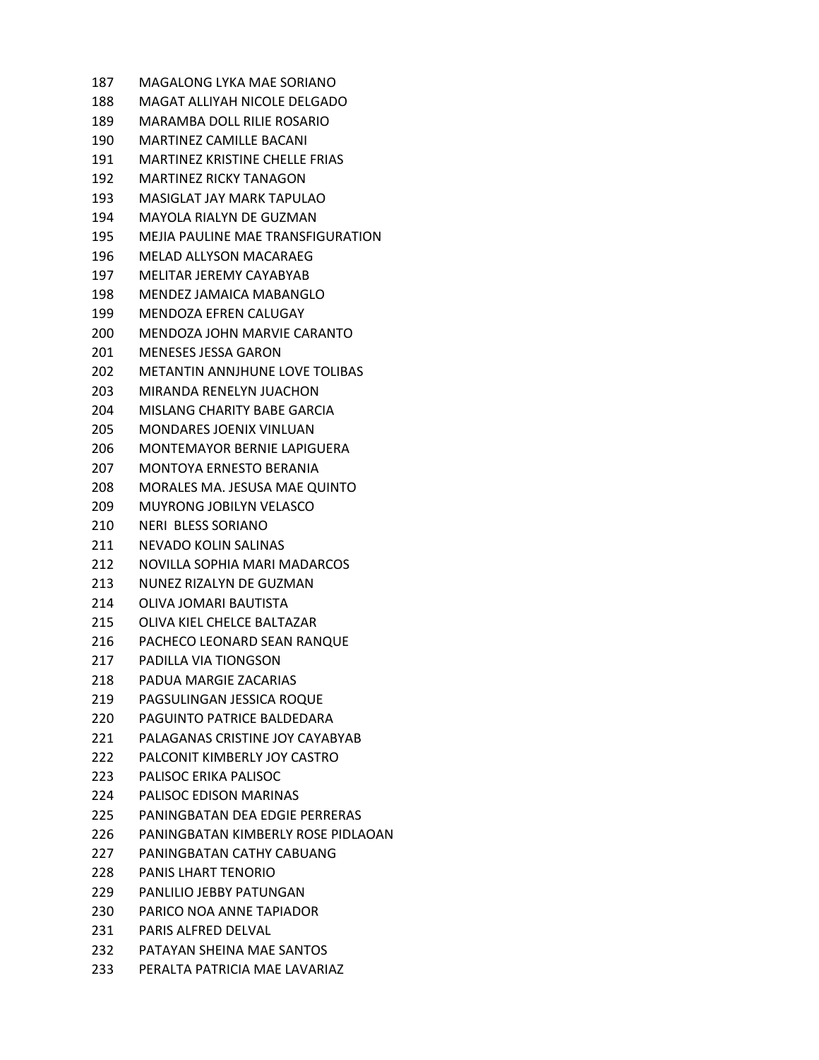187 MAGALONG LYKA MAE SORIANO
188 MAGAT ALLIYAH NICOLE DELGADO
189 MARAMBA DOLL RILIE ROSARIO
190 MARTINEZ CAMILLE BACANI
191 MARTINEZ KRISTINE CHELLE FRIAS
192 MARTINEZ RICKY TANAGON
193 MASIGLAT JAY MARK TAPULAO
194 MAYOLA RIALYN DE GUZMAN
195 MEJIA PAULINE MAE TRANSFIGURATION
196 MELAD ALLYSON MACARAEG
197 MELITAR JEREMY CAYABYAB
198 MENDEZ JAMAICA MABANGLO
199 MENDOZA EFREN CALUGAY
200 MENDOZA JOHN MARVIE CARANTO
201 MENESES JESSA GARON
202 METANTIN ANNJHUNE LOVE TOLIBAS
203 MIRANDA RENELYN JUACHON
204 MISLANG CHARITY BABE GARCIA
205 MONDARES JOENIX VINLUAN
206 MONTEMAYOR BERNIE LAPIGUERA
207 MONTOYA ERNESTO BERANIA
208 MORALES MA. JESUSA MAE QUINTO
209 MUYRONG JOBILYN VELASCO
210 NERI BLESS SORIANO
211 NEVADO KOLIN SALINAS
212 NOVILLA SOPHIA MARI MADARCOS
213 NUNEZ RIZALYN DE GUZMAN
214 OLIVA JOMARI BAUTISTA
215 OLIVA KIEL CHELCE BALTAZAR
216 PACHECO LEONARD SEAN RANQUE
217 PADILLA VIA TIONGSON
218 PADUA MARGIE ZACARIAS
219 PAGSULINGAN JESSICA ROQUE
220 PAGUINTO PATRICE BALDEDARA
221 PALAGANAS CRISTINE JOY CAYABYAB
222 PALCONIT KIMBERLY JOY CASTRO
223 PALISOC ERIKA PALISOC
224 PALISOC EDISON MARINAS
225 PANINGBATAN DEA EDGIE PERRERAS
226 PANINGBATAN KIMBERLY ROSE PIDLAOAN
227 PANINGBATAN CATHY CABUANG
228 PANIS LHART TENORIO
229 PANLILIO JEBBY PATUNGAN
230 PARICO NOA ANNE TAPIADOR
231 PARIS ALFRED DELVAL
232 PATAYAN SHEINA MAE SANTOS
233 PERALTA PATRICIA MAE LAVARIAZ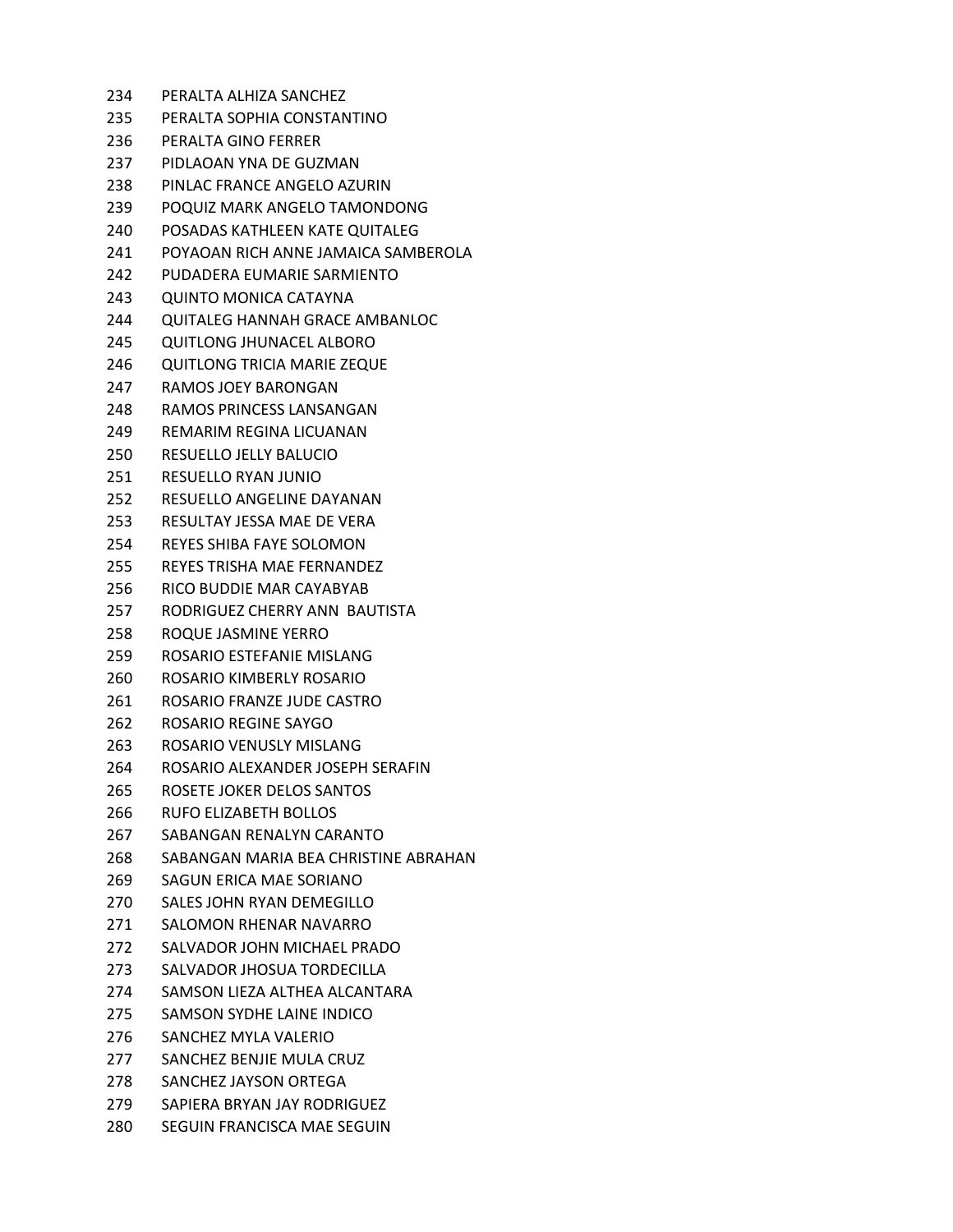234 PERALTA ALHIZA SANCHEZ
235 PERALTA SOPHIA CONSTANTINO
236 PERALTA GINO FERRER
237 PIDLAOAN YNA DE GUZMAN
238 PINLAC FRANCE ANGELO AZURIN
239 POQUIZ MARK ANGELO TAMONDONG
240 POSADAS KATHLEEN KATE QUITALEG
241 POYAOAN RICH ANNE JAMAICA SAMBEROLA
242 PUDADERA EUMARIE SARMIENTO
243 QUINTO MONICA CATAYNA
244 QUITALEG HANNAH GRACE AMBANLOC
245 QUITLONG JHUNACEL ALBORO
246 QUITLONG TRICIA MARIE ZEQUE
247 RAMOS JOEY BARONGAN
248 RAMOS PRINCESS LANSANGAN
249 REMARIM REGINA LICUANAN
250 RESUELLO JELLY BALUCIO
251 RESUELLO RYAN JUNIO
252 RESUELLO ANGELINE DAYANAN
253 RESULTAY JESSA MAE DE VERA
254 REYES SHIBA FAYE SOLOMON
255 REYES TRISHA MAE FERNANDEZ
256 RICO BUDDIE MAR CAYABYAB
257 RODRIGUEZ CHERRY ANN BAUTISTA
258 ROQUE JASMINE YERRO
259 ROSARIO ESTEFANIE MISLANG
260 ROSARIO KIMBERLY ROSARIO
261 ROSARIO FRANZE JUDE CASTRO
262 ROSARIO REGINE SAYGO
263 ROSARIO VENUSLY MISLANG
264 ROSARIO ALEXANDER JOSEPH SERAFIN
265 ROSETE JOKER DELOS SANTOS
266 RUFO ELIZABETH BOLLOS
267 SABANGAN RENALYN CARANTO
268 SABANGAN MARIA BEA CHRISTINE ABRAHAN
269 SAGUN ERICA MAE SORIANO
270 SALES JOHN RYAN DEMEGILLO
271 SALOMON RHENAR NAVARRO
272 SALVADOR JOHN MICHAEL PRADO
273 SALVADOR JHOSUA TORDECILLA
274 SAMSON LIEZA ALTHEA ALCANTARA
275 SAMSON SYDHE LAINE INDICO
276 SANCHEZ MYLA VALERIO
277 SANCHEZ BENJIE MULA CRUZ
278 SANCHEZ JAYSON ORTEGA
279 SAPIERA BRYAN JAY RODRIGUEZ
280 SEGUIN FRANCISCA MAE SEGUIN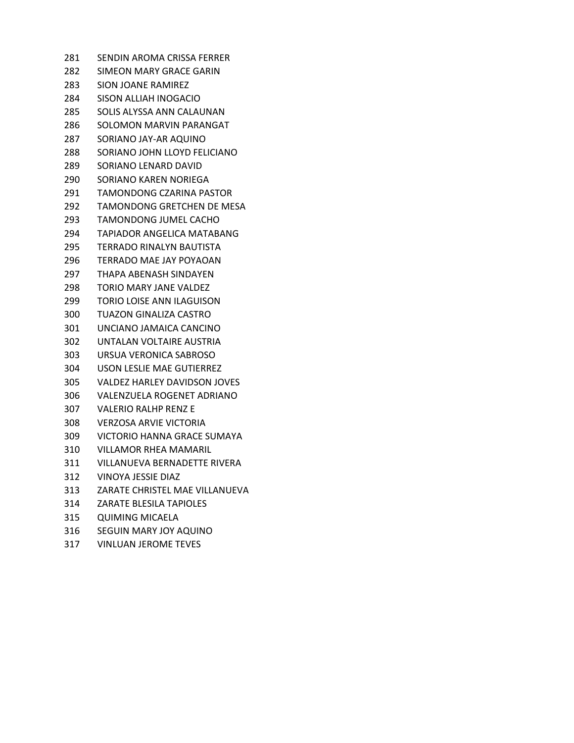| | |
|---|---|
| 281 | SENDIN AROMA CRISSA FERRER |
| 282 | SIMEON MARY GRACE GARIN |
| 283 | SION JOANE RAMIREZ |
| 284 | SISON ALLIAH INOGACIO |
| 285 | SOLIS ALYSSA ANN CALAUNAN |
| 286 | SOLOMON MARVIN PARANGAT |
| 287 | SORIANO JAY-AR AQUINO |
| 288 | SORIANO JOHN LLOYD FELICIANO |
| 289 | SORIANO LENARD DAVID |
| 290 | SORIANO KAREN NORIEGA |
| 291 | TAMONDONG CZARINA PASTOR |
| 292 | TAMONDONG GRETCHEN DE MESA |
| 293 | TAMONDONG JUMEL CACHO |
| 294 | TAPIADOR ANGELICA MATABANG |
| 295 | TERRADO RINALYN BAUTISTA |
| 296 | TERRADO MAE JAY POYAOAN |
| 297 | THAPA ABENASH SINDAYEN |
| 298 | TORIO MARY JANE VALDEZ |
| 299 | TORIO LOISE ANN ILAGUISON |
| 300 | TUAZON GINALIZA CASTRO |
| 301 | UNCIANO JAMAICA CANCINO |
| 302 | UNTALAN VOLTAIRE AUSTRIA |
| 303 | URSUA VERONICA SABROSO |
| 304 | USON LESLIE MAE GUTIERREZ |
| 305 | VALDEZ HARLEY DAVIDSON JOVES |
| 306 | VALENZUELA ROGENET ADRIANO |
| 307 | VALERIO RALHP RENZ E |
| 308 | VERZOSA ARVIE VICTORIA |
| 309 | VICTORIO HANNA GRACE SUMAYA |
| 310 | VILLAMOR RHEA MAMARIL |
| 311 | VILLANUEVA BERNADETTE RIVERA |
| 312 | VINOYA JESSIE DIAZ |
| 313 | ZARATE CHRISTEL MAE VILLANUEVA |
| 314 | ZARATE BLESILA TAPIOLES |
| 315 | QUIMING MICAELA |
| 316 | SEGUIN MARY JOY AQUINO |
| 317 | VINLUAN JEROME TEVES |